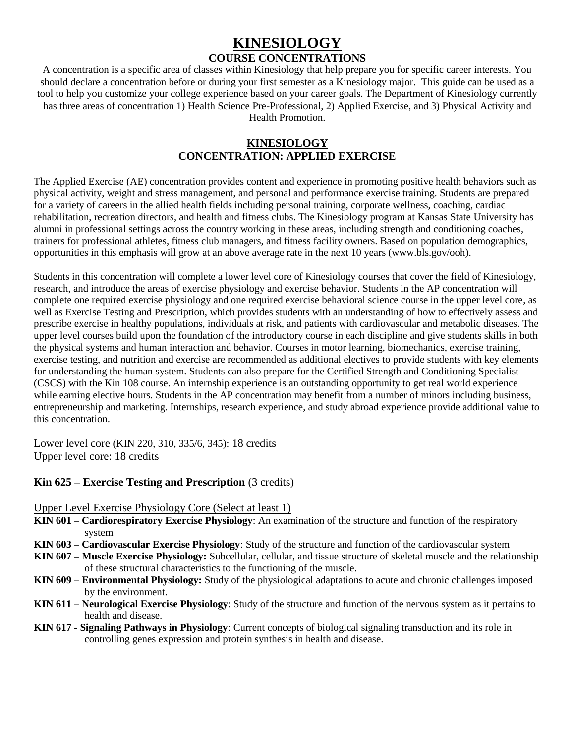# KINESIOLOGY

## COURSE CONCENTRATIONS

A concentration is a specific area of classes within Kinesiology that help prepare you for specific career interests. You should declare a concentration before or during your first semester as a Kinesiology major. This guide can be used as a tool to help you customize your college experience based on your career goals. The Department of Kinesiology currently has three areas of concentration 1) Health Science Pre-Professional, 2) Applied Exercise, and 3) Physical Activity and Health Promotion.

## KINESIOLOGY
## CONCENTRATION: APPLIED EXERCISE

The Applied Exercise (AE) concentration provides content and experience in promoting positive health behaviors such as physical activity, weight and stress management, and personal and performance exercise training. Students are prepared for a variety of careers in the allied health fields including personal training, corporate wellness, coaching, cardiac rehabilitation, recreation directors, and health and fitness clubs. The Kinesiology program at Kansas State University has alumni in professional settings across the country working in these areas, including strength and conditioning coaches, trainers for professional athletes, fitness club managers, and fitness facility owners. Based on population demographics, opportunities in this emphasis will grow at an above average rate in the next 10 years (www.bls.gov/ooh).

Students in this concentration will complete a lower level core of Kinesiology courses that cover the field of Kinesiology, research, and introduce the areas of exercise physiology and exercise behavior. Students in the AP concentration will complete one required exercise physiology and one required exercise behavioral science course in the upper level core, as well as Exercise Testing and Prescription, which provides students with an understanding of how to effectively assess and prescribe exercise in healthy populations, individuals at risk, and patients with cardiovascular and metabolic diseases. The upper level courses build upon the foundation of the introductory course in each discipline and give students skills in both the physical systems and human interaction and behavior. Courses in motor learning, biomechanics, exercise training, exercise testing, and nutrition and exercise are recommended as additional electives to provide students with key elements for understanding the human system. Students can also prepare for the Certified Strength and Conditioning Specialist (CSCS) with the Kin 108 course. An internship experience is an outstanding opportunity to get real world experience while earning elective hours. Students in the AP concentration may benefit from a number of minors including business, entrepreneurship and marketing. Internships, research experience, and study abroad experience provide additional value to this concentration.

Lower level core (KIN 220, 310, 335/6, 345): 18 credits
Upper level core: 18 credits

**Kin 625 – Exercise Testing and Prescription** (3 credits)

Upper Level Exercise Physiology Core (Select at least 1)

- **KIN 601 – Cardiorespiratory Exercise Physiology**: An examination of the structure and function of the respiratory system
- **KIN 603 – Cardiovascular Exercise Physiology**: Study of the structure and function of the cardiovascular system
- **KIN 607 – Muscle Exercise Physiology:** Subcellular, cellular, and tissue structure of skeletal muscle and the relationship of these structural characteristics to the functioning of the muscle.
- **KIN 609 – Environmental Physiology:** Study of the physiological adaptations to acute and chronic challenges imposed by the environment.
- **KIN 611 – Neurological Exercise Physiology**: Study of the structure and function of the nervous system as it pertains to health and disease.
- **KIN 617 - Signaling Pathways in Physiology**: Current concepts of biological signaling transduction and its role in controlling genes expression and protein synthesis in health and disease.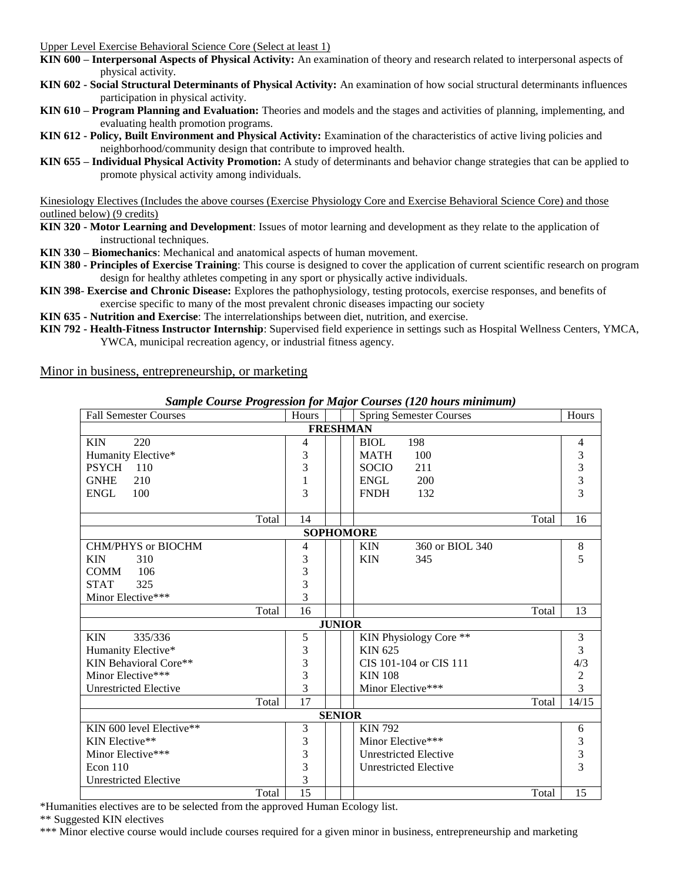Upper Level Exercise Behavioral Science Core (Select at least 1)

**KIN 600 – Interpersonal Aspects of Physical Activity:** An examination of theory and research related to interpersonal aspects of physical activity.

**KIN 602 - Social Structural Determinants of Physical Activity:** An examination of how social structural determinants influences participation in physical activity.

**KIN 610 – Program Planning and Evaluation:** Theories and models and the stages and activities of planning, implementing, and evaluating health promotion programs.

**KIN 612 - Policy, Built Environment and Physical Activity:** Examination of the characteristics of active living policies and neighborhood/community design that contribute to improved health.

**KIN 655 – Individual Physical Activity Promotion:** A study of determinants and behavior change strategies that can be applied to promote physical activity among individuals.

Kinesiology Electives (Includes the above courses (Exercise Physiology Core and Exercise Behavioral Science Core) and those outlined below) (9 credits)

**KIN 320 - Motor Learning and Development**: Issues of motor learning and development as they relate to the application of instructional techniques.

**KIN 330 – Biomechanics**: Mechanical and anatomical aspects of human movement.

**KIN 380 - Principles of Exercise Training**: This course is designed to cover the application of current scientific research on program design for healthy athletes competing in any sport or physically active individuals.

**KIN 398- Exercise and Chronic Disease:** Explores the pathophysiology, testing protocols, exercise responses, and benefits of exercise specific to many of the most prevalent chronic diseases impacting our society

**KIN 635 - Nutrition and Exercise**: The interrelationships between diet, nutrition, and exercise.

**KIN 792 - Health-Fitness Instructor Internship**: Supervised field experience in settings such as Hospital Wellness Centers, YMCA, YWCA, municipal recreation agency, or industrial fitness agency.

Minor in business, entrepreneurship, or marketing

***Sample Course Progression for Major Courses (120 hours minimum)***

| Fall Semester Courses | Hours | Spring Semester Courses | Hours |
|---|---|---|---|
| **FRESHMAN** | | | |
| KIN 220 | 4 | BIOL 198 | 4 |
| Humanity Elective* | 3 | MATH 100 | 3 |
| PSYCH 110 | 3 | SOCIO 211 | 3 |
| GNHE 210 | 1 | ENGL 200 | 3 |
| ENGL 100 | 3 | FNDH 132 | 3 |
| Total | 14 | Total | 16 |
| **SOPHOMORE** | | | |
| CHM/PHYS or BIOCHM | 4 | KIN 360 or BIOL 340 | 8 |
| KIN 310 | 3 | KIN 345 | 5 |
| COMM 106 | 3 | | |
| STAT 325 | 3 | | |
| Minor Elective*** | 3 | | |
| Total | 16 | Total | 13 |
| **JUNIOR** | | | |
| KIN 335/336 | 5 | KIN Physiology Core ** | 3 |
| Humanity Elective* | 3 | KIN 625 | 3 |
| KIN Behavioral Core** | 3 | CIS 101-104 or CIS 111 | 4/3 |
| Minor Elective*** | 3 | KIN 108 | 2 |
| Unrestricted Elective | 3 | Minor Elective*** | 3 |
| Total | 17 | Total | 14/15 |
| **SENIOR** | | | |
| KIN 600 level Elective** | 3 | KIN 792 | 6 |
| KIN Elective** | 3 | Minor Elective*** | 3 |
| Minor Elective*** | 3 | Unrestricted Elective | 3 |
| Econ 110 | 3 | Unrestricted Elective | 3 |
| Unrestricted Elective | 3 | | |
| Total | 15 | Total | 15 |

*Humanities electives are to be selected from the approved Human Ecology list.

** Suggested KIN electives

*** Minor elective course would include courses required for a given minor in business, entrepreneurship and marketing